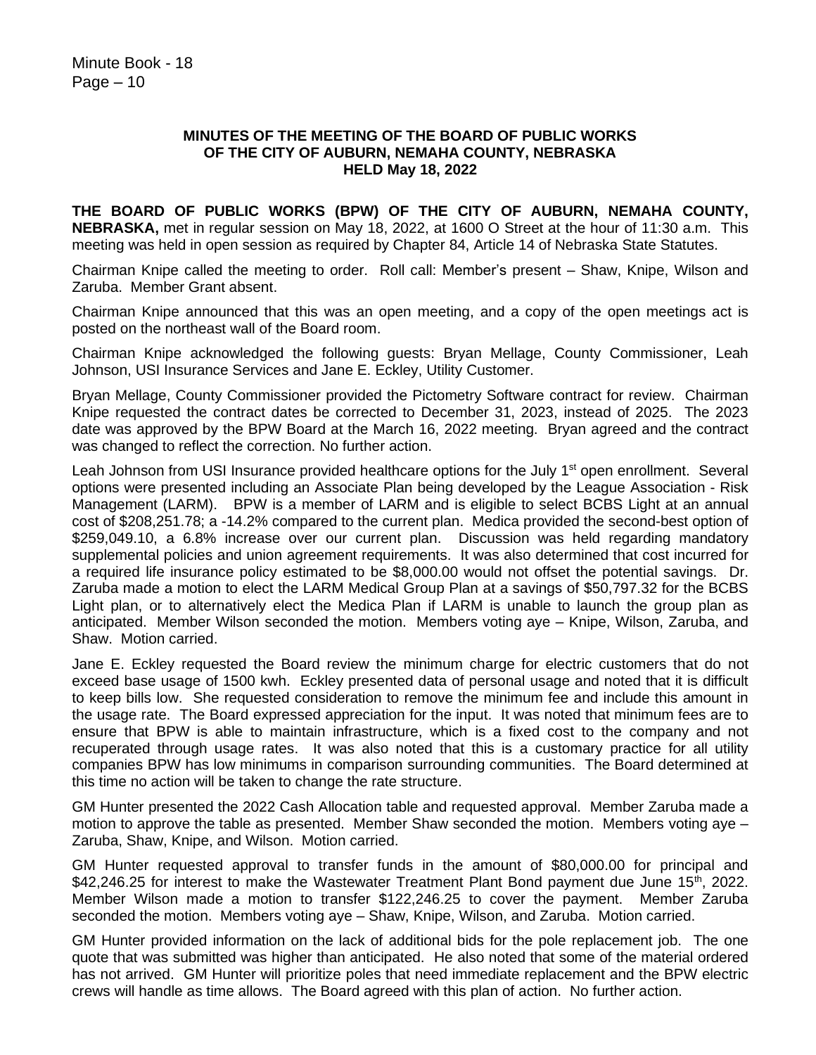**MINUTES OF THE MEETING OF THE BOARD OF PUBLIC WORKS**
**OF THE CITY OF AUBURN, NEMAHA COUNTY, NEBRASKA**
**HELD May 18, 2022**

**THE BOARD OF PUBLIC WORKS (BPW) OF THE CITY OF AUBURN, NEMAHA COUNTY, NEBRASKA,** met in regular session on May 18, 2022, at 1600 O Street at the hour of 11:30 a.m. This meeting was held in open session as required by Chapter 84, Article 14 of Nebraska State Statutes.

Chairman Knipe called the meeting to order. Roll call: Member's present – Shaw, Knipe, Wilson and Zaruba. Member Grant absent.

Chairman Knipe announced that this was an open meeting, and a copy of the open meetings act is posted on the northeast wall of the Board room.

Chairman Knipe acknowledged the following guests: Bryan Mellage, County Commissioner, Leah Johnson, USI Insurance Services and Jane E. Eckley, Utility Customer.

Bryan Mellage, County Commissioner provided the Pictometry Software contract for review. Chairman Knipe requested the contract dates be corrected to December 31, 2023, instead of 2025. The 2023 date was approved by the BPW Board at the March 16, 2022 meeting. Bryan agreed and the contract was changed to reflect the correction. No further action.

Leah Johnson from USI Insurance provided healthcare options for the July 1st open enrollment. Several options were presented including an Associate Plan being developed by the League Association - Risk Management (LARM). BPW is a member of LARM and is eligible to select BCBS Light at an annual cost of $208,251.78; a -14.2% compared to the current plan. Medica provided the second-best option of $259,049.10, a 6.8% increase over our current plan. Discussion was held regarding mandatory supplemental policies and union agreement requirements. It was also determined that cost incurred for a required life insurance policy estimated to be $8,000.00 would not offset the potential savings. Dr. Zaruba made a motion to elect the LARM Medical Group Plan at a savings of $50,797.32 for the BCBS Light plan, or to alternatively elect the Medica Plan if LARM is unable to launch the group plan as anticipated. Member Wilson seconded the motion. Members voting aye – Knipe, Wilson, Zaruba, and Shaw. Motion carried.

Jane E. Eckley requested the Board review the minimum charge for electric customers that do not exceed base usage of 1500 kwh. Eckley presented data of personal usage and noted that it is difficult to keep bills low. She requested consideration to remove the minimum fee and include this amount in the usage rate. The Board expressed appreciation for the input. It was noted that minimum fees are to ensure that BPW is able to maintain infrastructure, which is a fixed cost to the company and not recuperated through usage rates. It was also noted that this is a customary practice for all utility companies BPW has low minimums in comparison surrounding communities. The Board determined at this time no action will be taken to change the rate structure.

GM Hunter presented the 2022 Cash Allocation table and requested approval. Member Zaruba made a motion to approve the table as presented. Member Shaw seconded the motion. Members voting aye – Zaruba, Shaw, Knipe, and Wilson. Motion carried.

GM Hunter requested approval to transfer funds in the amount of $80,000.00 for principal and $42,246.25 for interest to make the Wastewater Treatment Plant Bond payment due June 15th, 2022. Member Wilson made a motion to transfer $122,246.25 to cover the payment. Member Zaruba seconded the motion. Members voting aye – Shaw, Knipe, Wilson, and Zaruba. Motion carried.

GM Hunter provided information on the lack of additional bids for the pole replacement job. The one quote that was submitted was higher than anticipated. He also noted that some of the material ordered has not arrived. GM Hunter will prioritize poles that need immediate replacement and the BPW electric crews will handle as time allows. The Board agreed with this plan of action. No further action.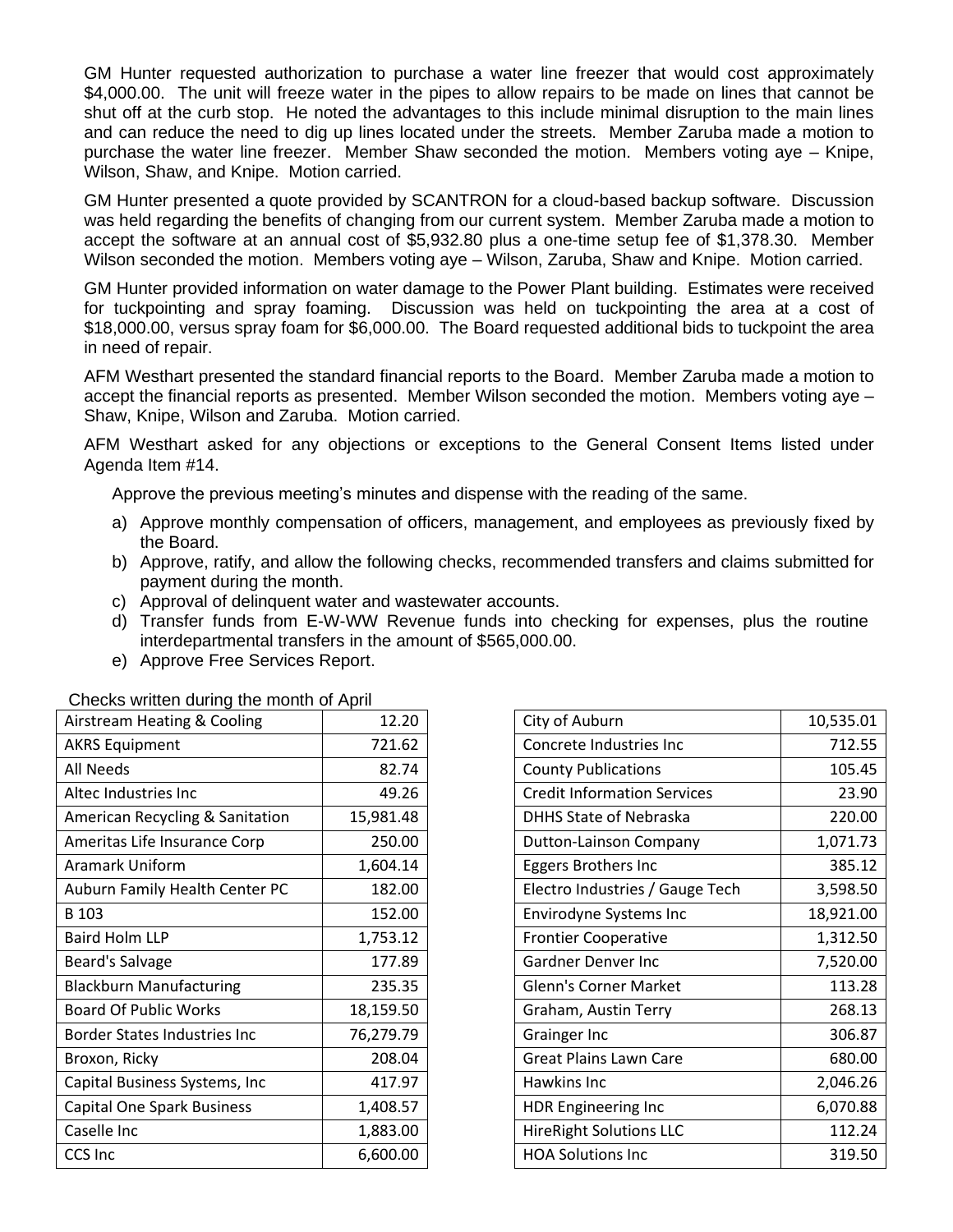GM Hunter requested authorization to purchase a water line freezer that would cost approximately $4,000.00. The unit will freeze water in the pipes to allow repairs to be made on lines that cannot be shut off at the curb stop. He noted the advantages to this include minimal disruption to the main lines and can reduce the need to dig up lines located under the streets. Member Zaruba made a motion to purchase the water line freezer. Member Shaw seconded the motion. Members voting aye – Knipe, Wilson, Shaw, and Knipe. Motion carried.

GM Hunter presented a quote provided by SCANTRON for a cloud-based backup software. Discussion was held regarding the benefits of changing from our current system. Member Zaruba made a motion to accept the software at an annual cost of $5,932.80 plus a one-time setup fee of $1,378.30. Member Wilson seconded the motion. Members voting aye – Wilson, Zaruba, Shaw and Knipe. Motion carried.

GM Hunter provided information on water damage to the Power Plant building. Estimates were received for tuckpointing and spray foaming. Discussion was held on tuckpointing the area at a cost of $18,000.00, versus spray foam for $6,000.00. The Board requested additional bids to tuckpoint the area in need of repair.

AFM Westhart presented the standard financial reports to the Board. Member Zaruba made a motion to accept the financial reports as presented. Member Wilson seconded the motion. Members voting aye – Shaw, Knipe, Wilson and Zaruba. Motion carried.

AFM Westhart asked for any objections or exceptions to the General Consent Items listed under Agenda Item #14.

Approve the previous meeting's minutes and dispense with the reading of the same.

a) Approve monthly compensation of officers, management, and employees as previously fixed by the Board.
b) Approve, ratify, and allow the following checks, recommended transfers and claims submitted for payment during the month.
c) Approval of delinquent water and wastewater accounts.
d) Transfer funds from E-W-WW Revenue funds into checking for expenses, plus the routine interdepartmental transfers in the amount of $565,000.00.
e) Approve Free Services Report.

Checks written during the month of April

| | |
|---|---|
| Airstream Heating & Cooling | 12.20 |
| AKRS Equipment | 721.62 |
| All Needs | 82.74 |
| Altec Industries Inc | 49.26 |
| American Recycling & Sanitation | 15,981.48 |
| Ameritas Life Insurance Corp | 250.00 |
| Aramark Uniform | 1,604.14 |
| Auburn Family Health Center PC | 182.00 |
| B 103 | 152.00 |
| Baird Holm LLP | 1,753.12 |
| Beard's Salvage | 177.89 |
| Blackburn Manufacturing | 235.35 |
| Board Of Public Works | 18,159.50 |
| Border States Industries Inc | 76,279.79 |
| Broxon, Ricky | 208.04 |
| Capital Business Systems, Inc | 417.97 |
| Capital One Spark Business | 1,408.57 |
| Caselle Inc | 1,883.00 |
| CCS Inc | 6,600.00 |

| | |
|---|---|
| City of Auburn | 10,535.01 |
| Concrete Industries Inc | 712.55 |
| County Publications | 105.45 |
| Credit Information Services | 23.90 |
| DHHS State of Nebraska | 220.00 |
| Dutton-Lainson Company | 1,071.73 |
| Eggers Brothers Inc | 385.12 |
| Electro Industries / Gauge Tech | 3,598.50 |
| Envirodyne Systems Inc | 18,921.00 |
| Frontier Cooperative | 1,312.50 |
| Gardner Denver Inc | 7,520.00 |
| Glenn's Corner Market | 113.28 |
| Graham, Austin Terry | 268.13 |
| Grainger Inc | 306.87 |
| Great Plains Lawn Care | 680.00 |
| Hawkins Inc | 2,046.26 |
| HDR Engineering Inc | 6,070.88 |
| HireRight Solutions LLC | 112.24 |
| HOA Solutions Inc | 319.50 |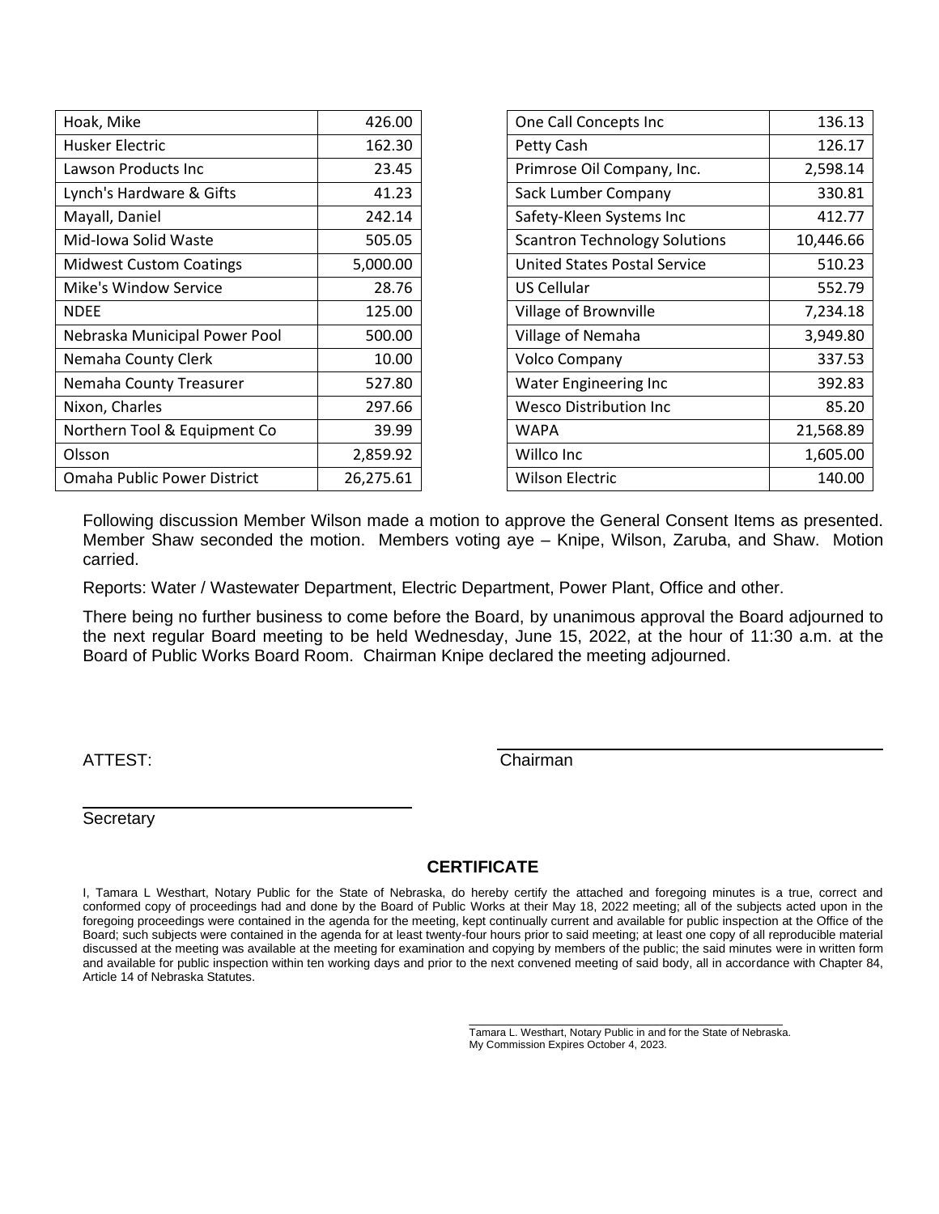| | |
|---|---|
| Hoak, Mike | 426.00 |
| Husker Electric | 162.30 |
| Lawson Products Inc | 23.45 |
| Lynch's Hardware & Gifts | 41.23 |
| Mayall, Daniel | 242.14 |
| Mid-Iowa Solid Waste | 505.05 |
| Midwest Custom Coatings | 5,000.00 |
| Mike's Window Service | 28.76 |
| NDEE | 125.00 |
| Nebraska Municipal Power Pool | 500.00 |
| Nemaha County Clerk | 10.00 |
| Nemaha County Treasurer | 527.80 |
| Nixon, Charles | 297.66 |
| Northern Tool & Equipment Co | 39.99 |
| Olsson | 2,859.92 |
| Omaha Public Power District | 26,275.61 |

| | |
|---|---|
| One Call Concepts Inc | 136.13 |
| Petty Cash | 126.17 |
| Primrose Oil Company, Inc. | 2,598.14 |
| Sack Lumber Company | 330.81 |
| Safety-Kleen Systems Inc | 412.77 |
| Scantron Technology Solutions | 10,446.66 |
| United States Postal Service | 510.23 |
| US Cellular | 552.79 |
| Village of Brownville | 7,234.18 |
| Village of Nemaha | 3,949.80 |
| Volco Company | 337.53 |
| Water Engineering Inc | 392.83 |
| Wesco Distribution Inc | 85.20 |
| WAPA | 21,568.89 |
| Willco Inc | 1,605.00 |
| Wilson Electric | 140.00 |

Following discussion Member Wilson made a motion to approve the General Consent Items as presented. Member Shaw seconded the motion. Members voting aye – Knipe, Wilson, Zaruba, and Shaw. Motion carried.

Reports: Water / Wastewater Department, Electric Department, Power Plant, Office and other.

There being no further business to come before the Board, by unanimous approval the Board adjourned to the next regular Board meeting to be held Wednesday, June 15, 2022, at the hour of 11:30 a.m. at the Board of Public Works Board Room. Chairman Knipe declared the meeting adjourned.

ATTEST: Chairman

Secretary

## CERTIFICATE

I, Tamara L Westhart, Notary Public for the State of Nebraska, do hereby certify the attached and foregoing minutes is a true, correct and conformed copy of proceedings had and done by the Board of Public Works at their May 18, 2022 meeting; all of the subjects acted upon in the foregoing proceedings were contained in the agenda for the meeting, kept continually current and available for public inspection at the Office of the Board; such subjects were contained in the agenda for at least twenty-four hours prior to said meeting; at least one copy of all reproducible material discussed at the meeting was available at the meeting for examination and copying by members of the public; the said minutes were in written form and available for public inspection within ten working days and prior to the next convened meeting of said body, all in accordance with Chapter 84, Article 14 of Nebraska Statutes.

Tamara L. Westhart, Notary Public in and for the State of Nebraska.
My Commission Expires October 4, 2023.